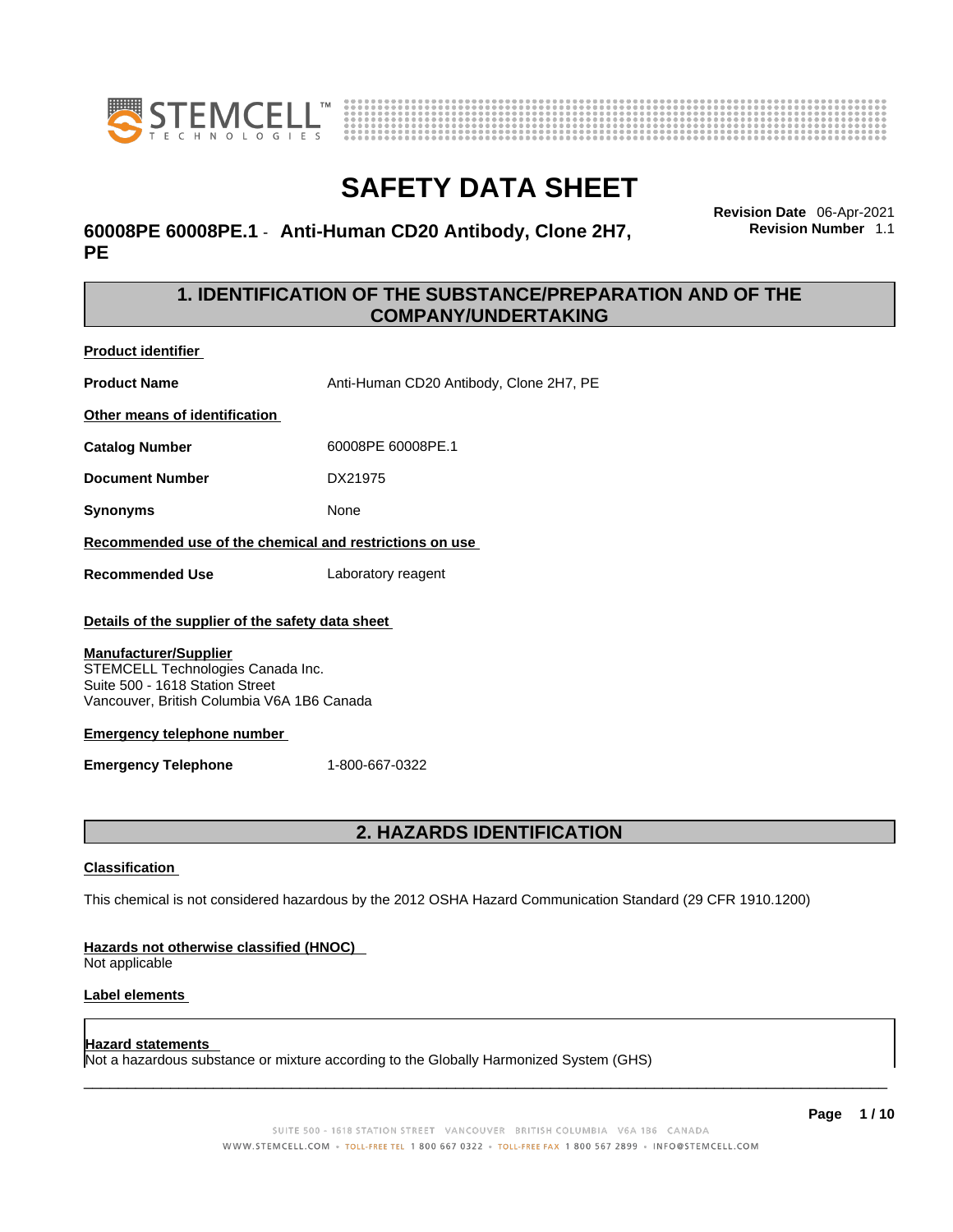# SAFETY DATA SHEET

**60008PE 60008PE.1 - Anti-Human CD20 Antibody, Clone 2H7, PE**

**Revision Date** 06-Apr-2021
**Revision Number** 1.1

## 1. IDENTIFICATION OF THE SUBSTANCE/PREPARATION AND OF THE COMPANY/UNDERTAKING

**Product identifier**

**Product Name** Anti-Human CD20 Antibody, Clone 2H7, PE

**Other means of identification**

**Catalog Number** 60008PE 60008PE.1

**Document Number** DX21975

**Synonyms** None

**Recommended use of the chemical and restrictions on use**

**Recommended Use** Laboratory reagent

**Details of the supplier of the safety data sheet**

**Manufacturer/Supplier**
STEMCELL Technologies Canada Inc.
Suite 500 - 1618 Station Street
Vancouver, British Columbia V6A 1B6 Canada

**Emergency telephone number**

**Emergency Telephone** 1-800-667-0322

## 2. HAZARDS IDENTIFICATION

**Classification**

This chemical is not considered hazardous by the 2012 OSHA Hazard Communication Standard (29 CFR 1910.1200)

**Hazards not otherwise classified (HNOC)**
Not applicable

**Label elements**

**Hazard statements**
Not a hazardous substance or mixture according to the Globally Harmonized System (GHS)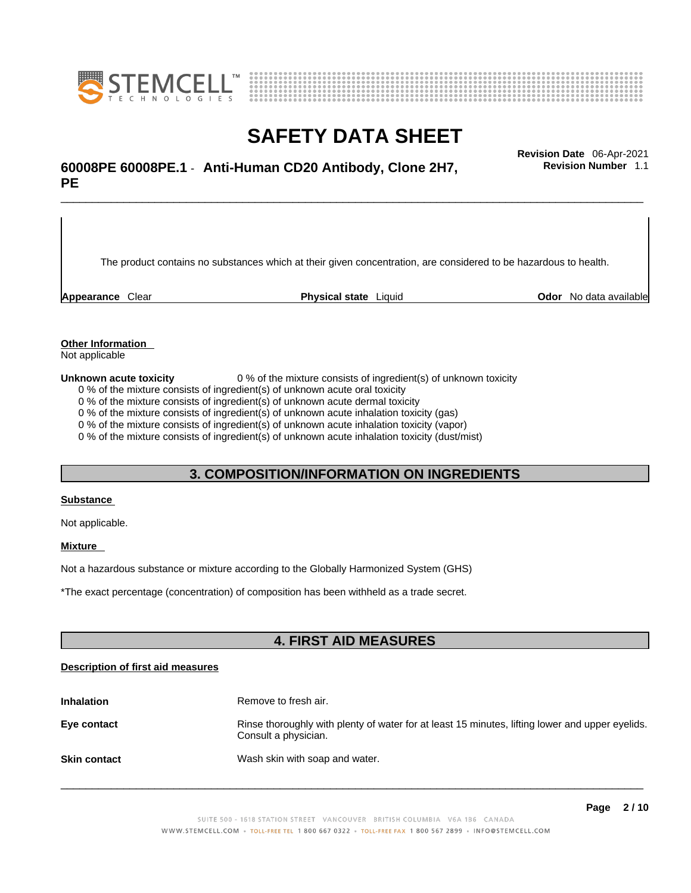The product contains no substances which at their given concentration, are considered to be hazardous to health.

| **Appearance** Clear | **Physical state** Liquid | **Odor** No data available |
|---|---|---|

**Other Information**

Not applicable

**Unknown acute toxicity** 0 % of the mixture consists of ingredient(s) of unknown toxicity

0 % of the mixture consists of ingredient(s) of unknown acute oral toxicity
0 % of the mixture consists of ingredient(s) of unknown acute dermal toxicity
0 % of the mixture consists of ingredient(s) of unknown acute inhalation toxicity (gas)
0 % of the mixture consists of ingredient(s) of unknown acute inhalation toxicity (vapor)
0 % of the mixture consists of ingredient(s) of unknown acute inhalation toxicity (dust/mist)

## 3. COMPOSITION/INFORMATION ON INGREDIENTS

**Substance**

Not applicable.

**Mixture**

Not a hazardous substance or mixture according to the Globally Harmonized System (GHS)

*The exact percentage (concentration) of composition has been withheld as a trade secret.

## 4. FIRST AID MEASURES

**Description of first aid measures**

| | |
|---|---|
| **Inhalation** | Remove to fresh air. |
| **Eye contact** | Rinse thoroughly with plenty of water for at least 15 minutes, lifting lower and upper eyelids. Consult a physician. |
| **Skin contact** | Wash skin with soap and water. |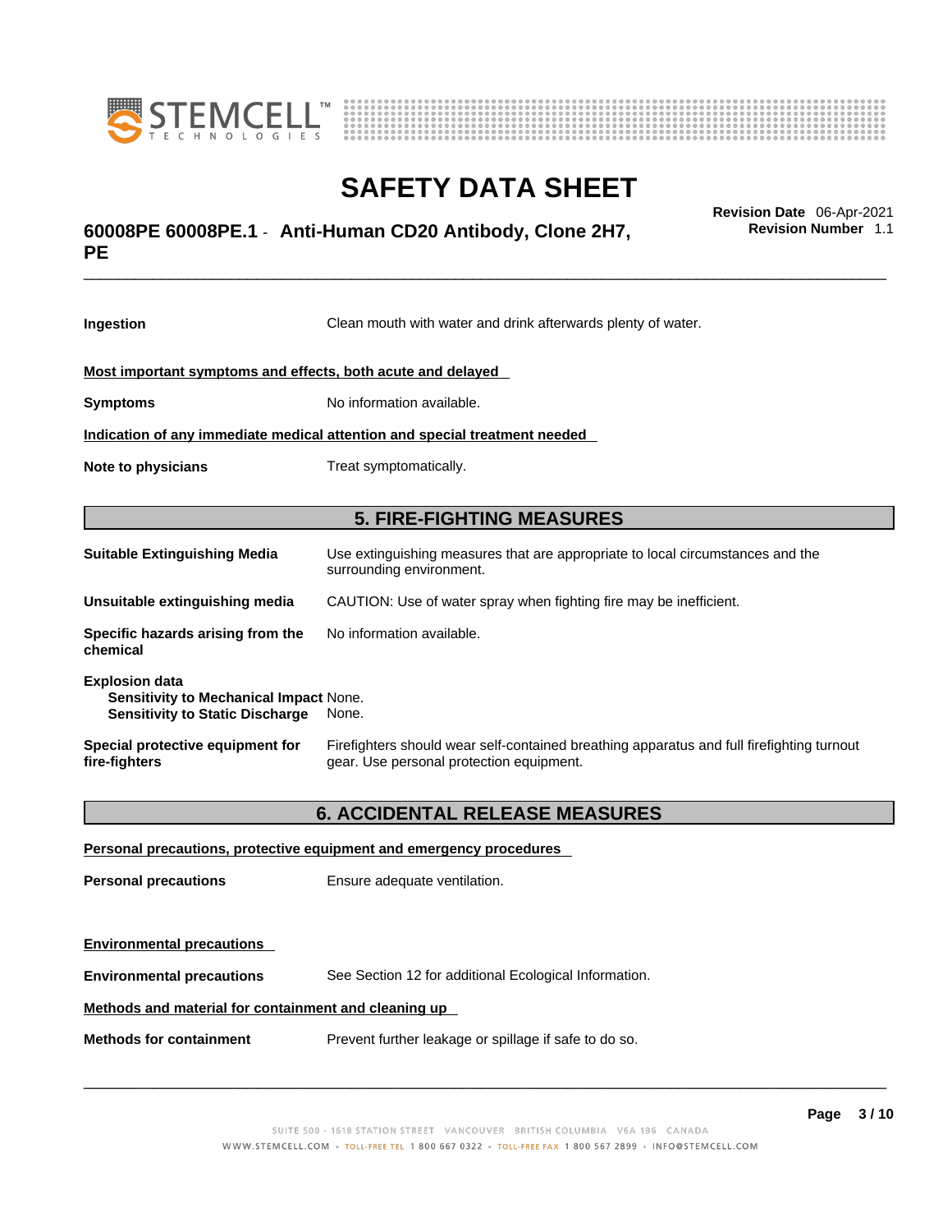| | |
|---|---|
| **Ingestion** | Clean mouth with water and drink afterwards plenty of water. |

**Most important symptoms and effects, both acute and delayed**

| | |
|---|---|
| **Symptoms** | No information available. |

**Indication of any immediate medical attention and special treatment needed**

| | |
|---|---|
| **Note to physicians** | Treat symptomatically. |

## 5. FIRE-FIGHTING MEASURES

| | |
|---|---|
| **Suitable Extinguishing Media** | Use extinguishing measures that are appropriate to local circumstances and the surrounding environment. |
| **Unsuitable extinguishing media** | CAUTION: Use of water spray when fighting fire may be inefficient. |
| **Specific hazards arising from the chemical** | No information available. |

**Explosion data**

| | |
|---|---|
| **Sensitivity to Mechanical Impact** | None. |
| **Sensitivity to Static Discharge** | None. |

| | |
|---|---|
| **Special protective equipment for fire-fighters** | Firefighters should wear self-contained breathing apparatus and full firefighting turnout gear. Use personal protection equipment. |

## 6. ACCIDENTAL RELEASE MEASURES

**Personal precautions, protective equipment and emergency procedures**

| | |
|---|---|
| **Personal precautions** | Ensure adequate ventilation. |

**Environmental precautions**

| | |
|---|---|
| **Environmental precautions** | See Section 12 for additional Ecological Information. |

**Methods and material for containment and cleaning up**

| | |
|---|---|
| **Methods for containment** | Prevent further leakage or spillage if safe to do so. |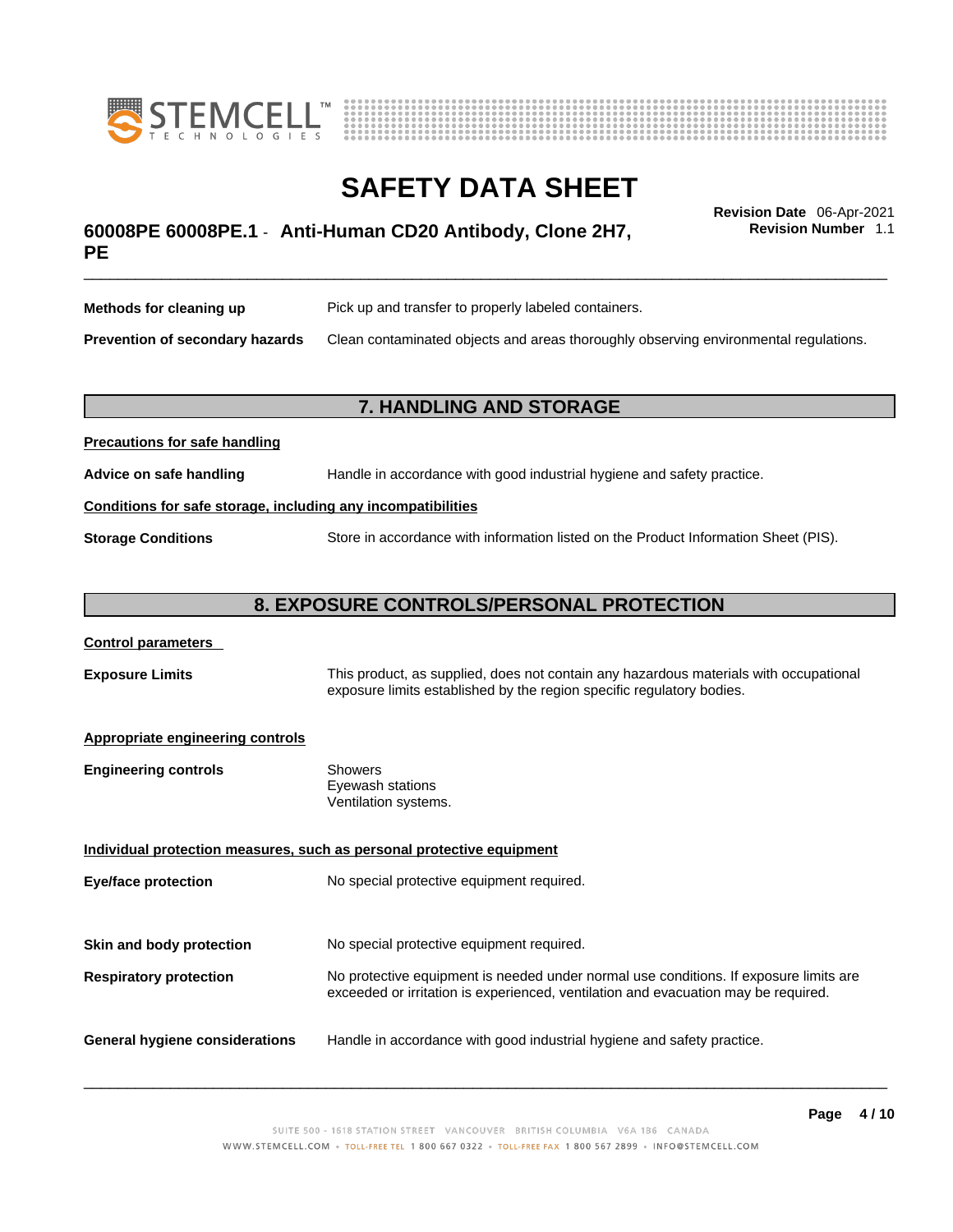| | |
|---|---|
| **Methods for cleaning up** | Pick up and transfer to properly labeled containers. |
| **Prevention of secondary hazards** | Clean contaminated objects and areas thoroughly observing environmental regulations. |

## 7. HANDLING AND STORAGE

**Precautions for safe handling**

**Advice on safe handling** — Handle in accordance with good industrial hygiene and safety practice.

**Conditions for safe storage, including any incompatibilities**

**Storage Conditions** — Store in accordance with information listed on the Product Information Sheet (PIS).

## 8. EXPOSURE CONTROLS/PERSONAL PROTECTION

**Control parameters**

**Exposure Limits** — This product, as supplied, does not contain any hazardous materials with occupational exposure limits established by the region specific regulatory bodies.

**Appropriate engineering controls**

**Engineering controls**
- Showers
- Eyewash stations
- Ventilation systems.

**Individual protection measures, such as personal protective equipment**

**Eye/face protection** — No special protective equipment required.

**Skin and body protection** — No special protective equipment required.

**Respiratory protection** — No protective equipment is needed under normal use conditions. If exposure limits are exceeded or irritation is experienced, ventilation and evacuation may be required.

**General hygiene considerations** — Handle in accordance with good industrial hygiene and safety practice.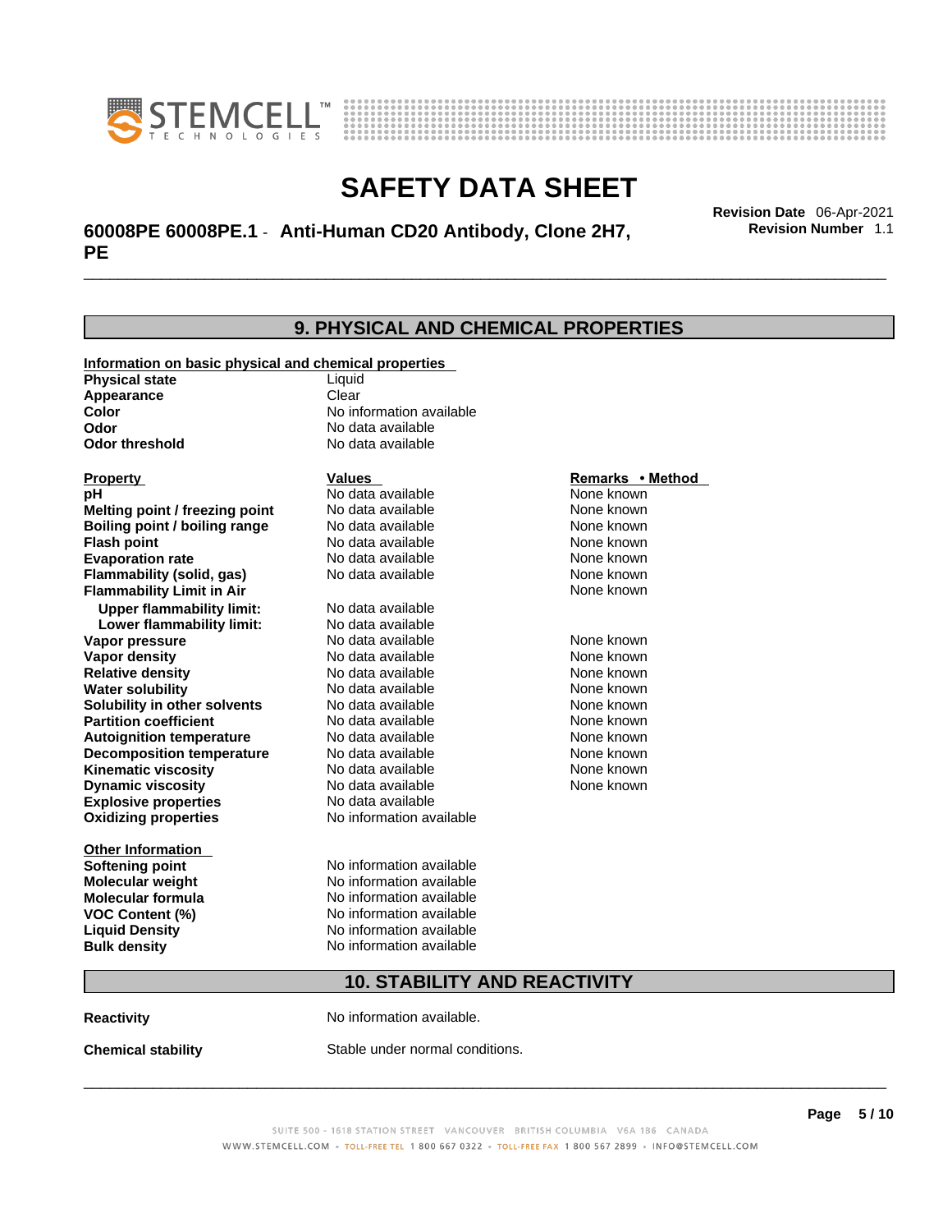# SAFETY DATA SHEET

**60008PE 60008PE.1 - Anti-Human CD20 Antibody, Clone 2H7, PE**

**Revision Date** 06-Apr-2021
**Revision Number** 1.1

## 9. PHYSICAL AND CHEMICAL PROPERTIES

**Information on basic physical and chemical properties**

| | |
|---|---|
| **Physical state** | Liquid |
| **Appearance** | Clear |
| **Color** | No information available |
| **Odor** | No data available |
| **Odor threshold** | No data available |

| Property | Values | Remarks • Method |
|---|---|---|
| **pH** | No data available | None known |
| **Melting point / freezing point** | No data available | None known |
| **Boiling point / boiling range** | No data available | None known |
| **Flash point** | No data available | None known |
| **Evaporation rate** | No data available | None known |
| **Flammability (solid, gas)** | No data available | None known |
| **Flammability Limit in Air** | | None known |
| **Upper flammability limit:** | No data available | |
| **Lower flammability limit:** | No data available | |
| **Vapor pressure** | No data available | None known |
| **Vapor density** | No data available | None known |
| **Relative density** | No data available | None known |
| **Water solubility** | No data available | None known |
| **Solubility in other solvents** | No data available | None known |
| **Partition coefficient** | No data available | None known |
| **Autoignition temperature** | No data available | None known |
| **Decomposition temperature** | No data available | None known |
| **Kinematic viscosity** | No data available | None known |
| **Dynamic viscosity** | No data available | None known |
| **Explosive properties** | No data available | |
| **Oxidizing properties** | No information available | |

**Other Information**

| | |
|---|---|
| **Softening point** | No information available |
| **Molecular weight** | No information available |
| **Molecular formula** | No information available |
| **VOC Content (%)** | No information available |
| **Liquid Density** | No information available |
| **Bulk density** | No information available |

## 10. STABILITY AND REACTIVITY

**Reactivity** No information available.

**Chemical stability** Stable under normal conditions.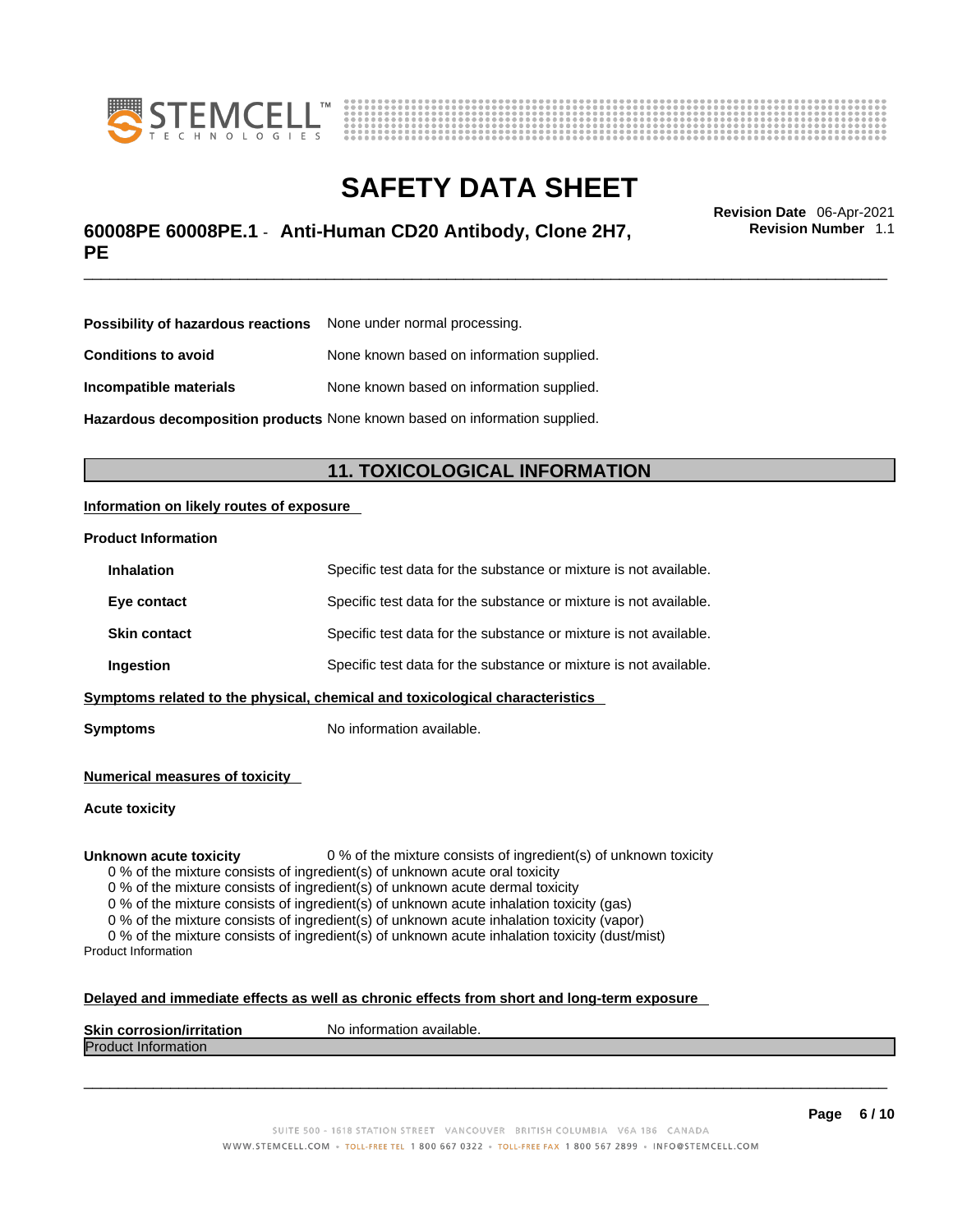**Possibility of hazardous reactions** None under normal processing.

**Conditions to avoid** None known based on information supplied.

**Incompatible materials** None known based on information supplied.

**Hazardous decomposition products** None known based on information supplied.

## 11. TOXICOLOGICAL INFORMATION

**Information on likely routes of exposure**

**Product Information**

**Inhalation** Specific test data for the substance or mixture is not available.

**Eye contact** Specific test data for the substance or mixture is not available.

**Skin contact** Specific test data for the substance or mixture is not available.

**Ingestion** Specific test data for the substance or mixture is not available.

**Symptoms related to the physical, chemical and toxicological characteristics**

**Symptoms** No information available.

**Numerical measures of toxicity**

**Acute toxicity**

**Unknown acute toxicity** 0 % of the mixture consists of ingredient(s) of unknown toxicity

0 % of the mixture consists of ingredient(s) of unknown acute oral toxicity
0 % of the mixture consists of ingredient(s) of unknown acute dermal toxicity
0 % of the mixture consists of ingredient(s) of unknown acute inhalation toxicity (gas)
0 % of the mixture consists of ingredient(s) of unknown acute inhalation toxicity (vapor)
0 % of the mixture consists of ingredient(s) of unknown acute inhalation toxicity (dust/mist)

Product Information

**Delayed and immediate effects as well as chronic effects from short and long-term exposure**

**Skin corrosion/irritation** No information available.

Product Information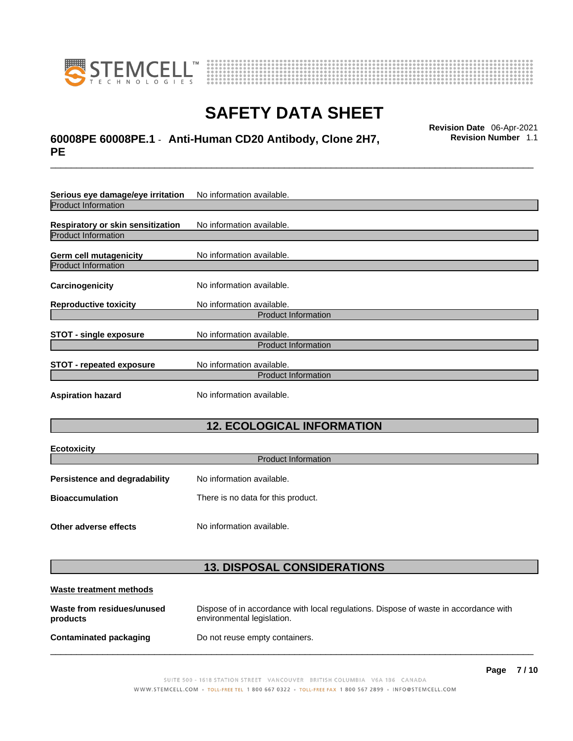**Serious eye damage/eye irritation** No information available.

Product Information

**Respiratory or skin sensitization** No information available.

Product Information

**Germ cell mutagenicity** No information available.

Product Information

**Carcinogenicity** No information available.

**Reproductive toxicity** No information available.

Product Information

**STOT - single exposure** No information available.

Product Information

**STOT - repeated exposure** No information available.

Product Information

**Aspiration hazard** No information available.

## 12. ECOLOGICAL INFORMATION

**Ecotoxicity**

Product Information

**Persistence and degradability** No information available.

**Bioaccumulation** There is no data for this product.

**Other adverse effects** No information available.

## 13. DISPOSAL CONSIDERATIONS

**Waste treatment methods**

**Waste from residues/unused products** Dispose of in accordance with local regulations. Dispose of waste in accordance with environmental legislation.

**Contaminated packaging** Do not reuse empty containers.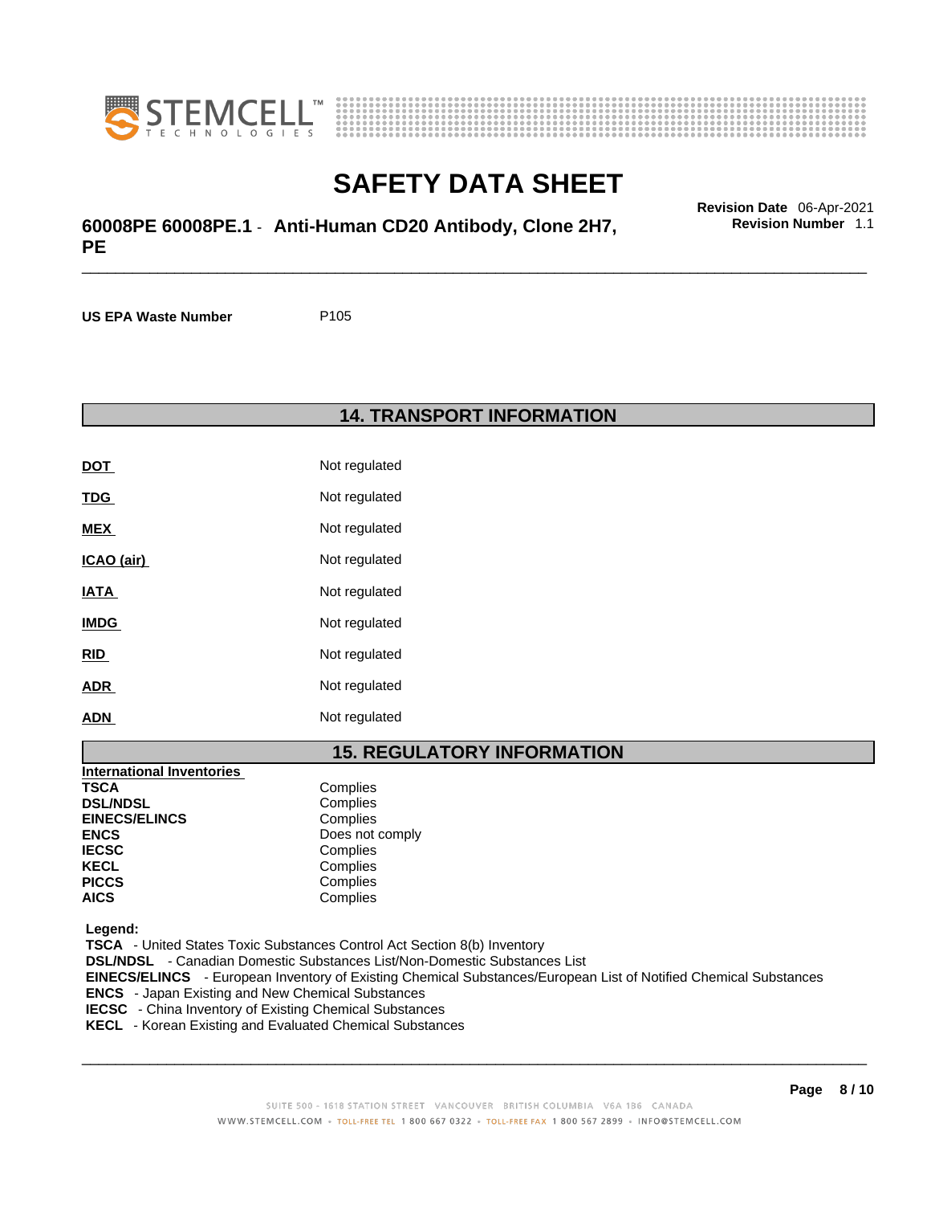**US EPA Waste Number** P105

## 14. TRANSPORT INFORMATION

| | |
|---|---|
| **DOT** | Not regulated |
| **TDG** | Not regulated |
| **MEX** | Not regulated |
| **ICAO (air)** | Not regulated |
| **IATA** | Not regulated |
| **IMDG** | Not regulated |
| **RID** | Not regulated |
| **ADR** | Not regulated |
| **ADN** | Not regulated |

## 15. REGULATORY INFORMATION

| International Inventories | |
|---|---|
| **TSCA** | Complies |
| **DSL/NDSL** | Complies |
| **EINECS/ELINCS** | Complies |
| **ENCS** | Does not comply |
| **IECSC** | Complies |
| **KECL** | Complies |
| **PICCS** | Complies |
| **AICS** | Complies |

**Legend:**

**TSCA** - United States Toxic Substances Control Act Section 8(b) Inventory
**DSL/NDSL** - Canadian Domestic Substances List/Non-Domestic Substances List
**EINECS/ELINCS** - European Inventory of Existing Chemical Substances/European List of Notified Chemical Substances
**ENCS** - Japan Existing and New Chemical Substances
**IECSC** - China Inventory of Existing Chemical Substances
**KECL** - Korean Existing and Evaluated Chemical Substances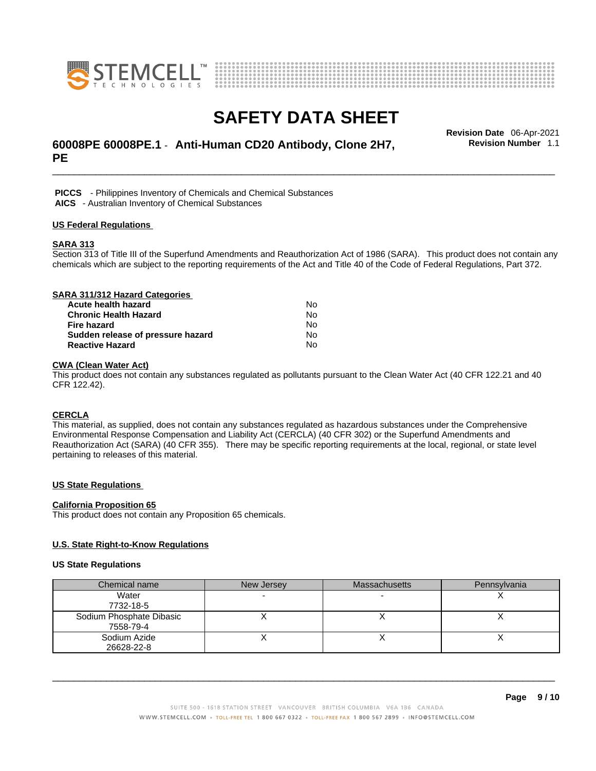**PICCS** - Philippines Inventory of Chemicals and Chemical Substances
**AICS** - Australian Inventory of Chemical Substances

### US Federal Regulations

#### SARA 313

Section 313 of Title III of the Superfund Amendments and Reauthorization Act of 1986 (SARA). This product does not contain any chemicals which are subject to the reporting requirements of the Act and Title 40 of the Code of Federal Regulations, Part 372.

#### SARA 311/312 Hazard Categories

| | |
|---|---|
| **Acute health hazard** | No |
| **Chronic Health Hazard** | No |
| **Fire hazard** | No |
| **Sudden release of pressure hazard** | No |
| **Reactive Hazard** | No |

#### CWA (Clean Water Act)

This product does not contain any substances regulated as pollutants pursuant to the Clean Water Act (40 CFR 122.21 and 40 CFR 122.42).

#### CERCLA

This material, as supplied, does not contain any substances regulated as hazardous substances under the Comprehensive Environmental Response Compensation and Liability Act (CERCLA) (40 CFR 302) or the Superfund Amendments and Reauthorization Act (SARA) (40 CFR 355). There may be specific reporting requirements at the local, regional, or state level pertaining to releases of this material.

### US State Regulations

#### California Proposition 65

This product does not contain any Proposition 65 chemicals.

#### U.S. State Right-to-Know Regulations

**US State Regulations**

| Chemical name | New Jersey | Massachusetts | Pennsylvania |
|---|---|---|---|
| Water<br>7732-18-5 | - | - | X |
| Sodium Phosphate Dibasic<br>7558-79-4 | X | X | X |
| Sodium Azide<br>26628-22-8 | X | X | X |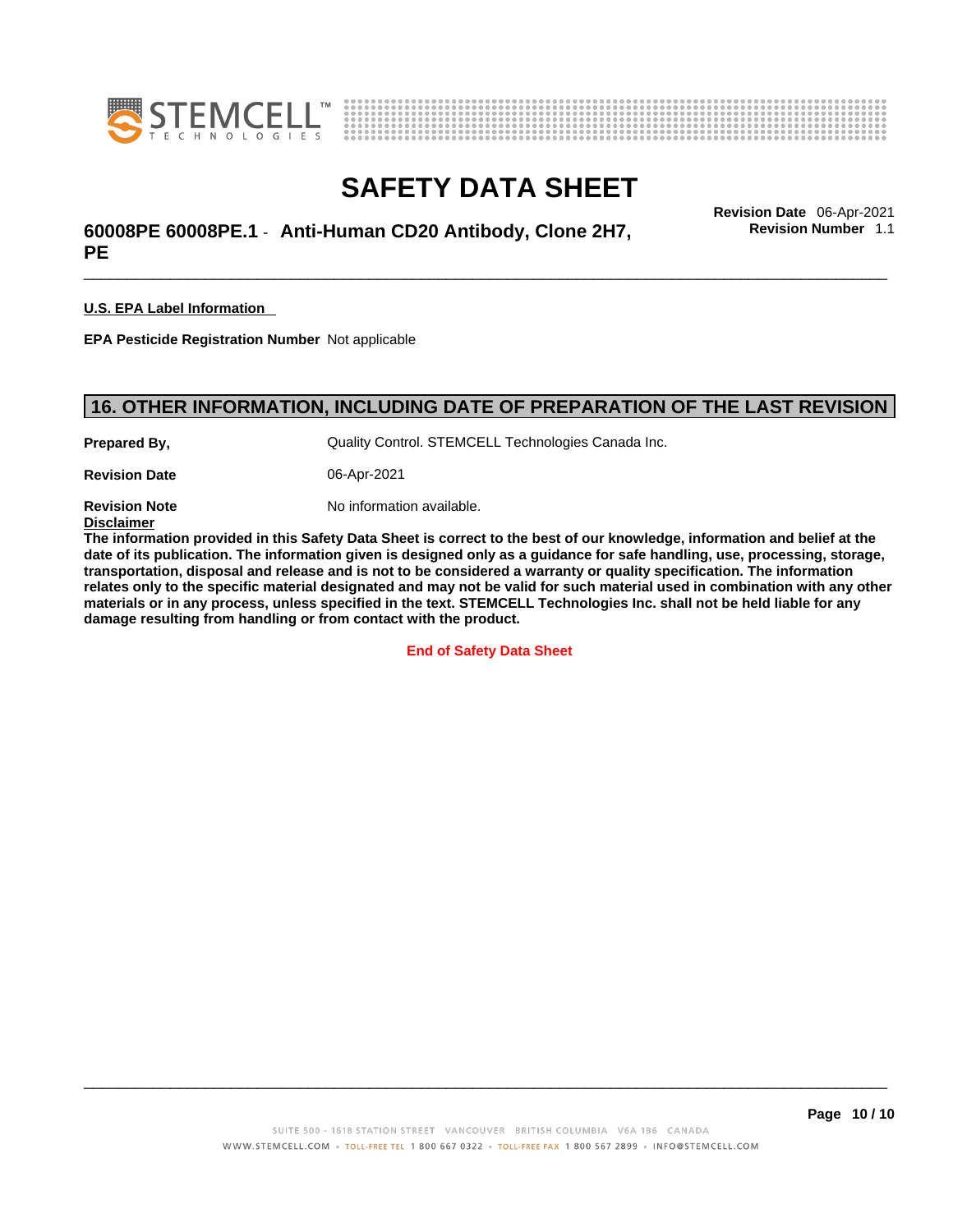**U.S. EPA Label Information**

**EPA Pesticide Registration Number** Not applicable

## 16. OTHER INFORMATION, INCLUDING DATE OF PREPARATION OF THE LAST REVISION

**Prepared By,** Quality Control. STEMCELL Technologies Canada Inc.

**Revision Date** 06-Apr-2021

**Revision Note** No information available.

**Disclaimer**

**The information provided in this Safety Data Sheet is correct to the best of our knowledge, information and belief at the date of its publication. The information given is designed only as a guidance for safe handling, use, processing, storage, transportation, disposal and release and is not to be considered a warranty or quality specification. The information relates only to the specific material designated and may not be valid for such material used in combination with any other materials or in any process, unless specified in the text. STEMCELL Technologies Inc. shall not be held liable for any damage resulting from handling or from contact with the product.**

**End of Safety Data Sheet**